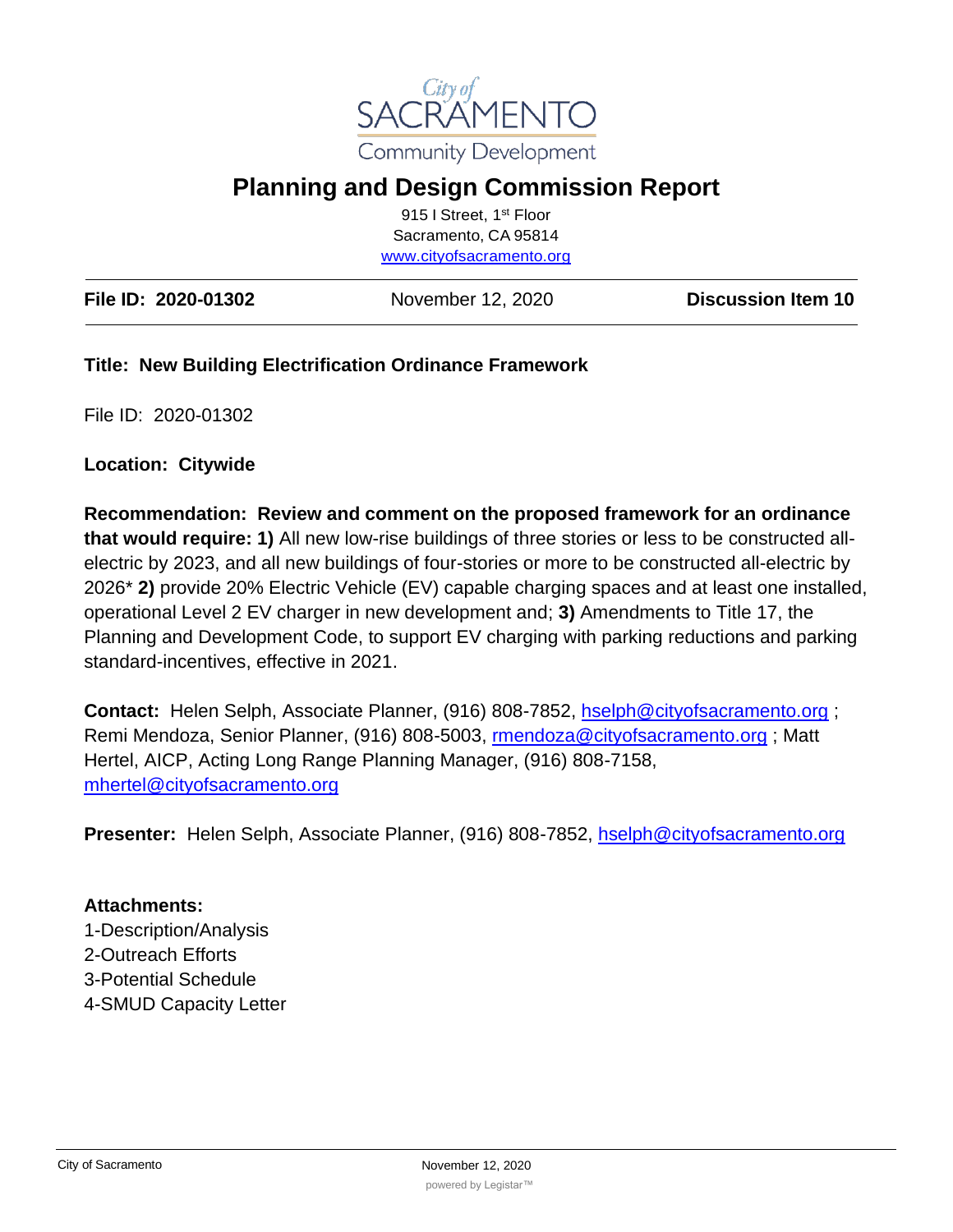City of SACRAMENTO

Community Development

# Planning and Design Commission Report

915 I Street, 1st Floor
Sacramento, CA 95814
www.cityofsacramento.org

**File ID: 2020-01302** | November 12, 2020 | **Discussion Item 10**

**Title: New Building Electrification Ordinance Framework**

File ID: 2020-01302

**Location: Citywide**

**Recommendation: Review and comment on the proposed framework for an ordinance that would require: 1)** All new low-rise buildings of three stories or less to be constructed all-electric by 2023, and all new buildings of four-stories or more to be constructed all-electric by 2026* **2)** provide 20% Electric Vehicle (EV) capable charging spaces and at least one installed, operational Level 2 EV charger in new development and; **3)** Amendments to Title 17, the Planning and Development Code, to support EV charging with parking reductions and parking standard-incentives, effective in 2021.

**Contact:** Helen Selph, Associate Planner, (916) 808-7852, hselph@cityofsacramento.org ; Remi Mendoza, Senior Planner, (916) 808-5003, rmendoza@cityofsacramento.org ; Matt Hertel, AICP, Acting Long Range Planning Manager, (916) 808-7158, mhertel@cityofsacramento.org

**Presenter:** Helen Selph, Associate Planner, (916) 808-7852, hselph@cityofsacramento.org

**Attachments:**
1-Description/Analysis
2-Outreach Efforts
3-Potential Schedule
4-SMUD Capacity Letter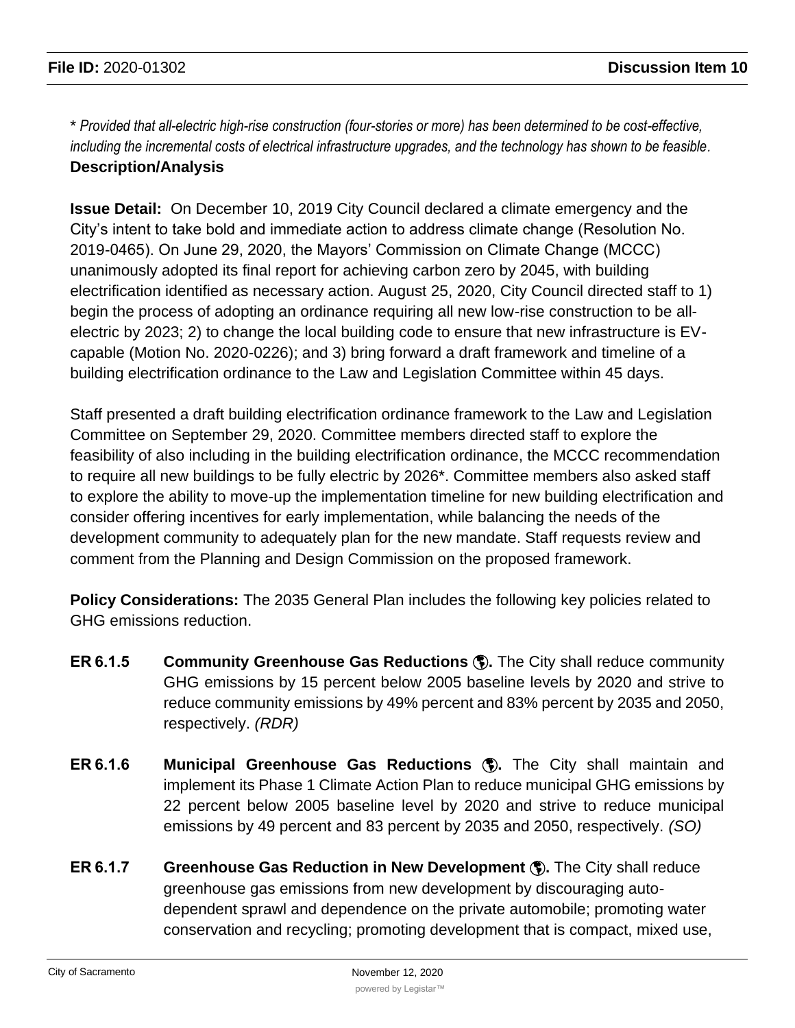\* *Provided that all-electric high-rise construction (four-stories or more) has been determined to be cost-effective, including the incremental costs of electrical infrastructure upgrades, and the technology has shown to be feasible*.

**Description/Analysis**

**Issue Detail:** On December 10, 2019 City Council declared a climate emergency and the City's intent to take bold and immediate action to address climate change (Resolution No. 2019-0465). On June 29, 2020, the Mayors' Commission on Climate Change (MCCC) unanimously adopted its final report for achieving carbon zero by 2045, with building electrification identified as necessary action. August 25, 2020, City Council directed staff to 1) begin the process of adopting an ordinance requiring all new low-rise construction to be all-electric by 2023; 2) to change the local building code to ensure that new infrastructure is EV-capable (Motion No. 2020-0226); and 3) bring forward a draft framework and timeline of a building electrification ordinance to the Law and Legislation Committee within 45 days.

Staff presented a draft building electrification ordinance framework to the Law and Legislation Committee on September 29, 2020. Committee members directed staff to explore the feasibility of also including in the building electrification ordinance, the MCCC recommendation to require all new buildings to be fully electric by 2026\*. Committee members also asked staff to explore the ability to move-up the implementation timeline for new building electrification and consider offering incentives for early implementation, while balancing the needs of the development community to adequately plan for the new mandate. Staff requests review and comment from the Planning and Design Commission on the proposed framework.

**Policy Considerations:** The 2035 General Plan includes the following key policies related to GHG emissions reduction.

- **ER 6.1.5 Community Greenhouse Gas Reductions 🌎.** The City shall reduce community GHG emissions by 15 percent below 2005 baseline levels by 2020 and strive to reduce community emissions by 49% percent and 83% percent by 2035 and 2050, respectively. *(RDR)*

- **ER 6.1.6 Municipal Greenhouse Gas Reductions 🌎.** The City shall maintain and implement its Phase 1 Climate Action Plan to reduce municipal GHG emissions by 22 percent below 2005 baseline level by 2020 and strive to reduce municipal emissions by 49 percent and 83 percent by 2035 and 2050, respectively. *(SO)*

- **ER 6.1.7 Greenhouse Gas Reduction in New Development 🌎.** The City shall reduce greenhouse gas emissions from new development by discouraging auto-dependent sprawl and dependence on the private automobile; promoting water conservation and recycling; promoting development that is compact, mixed use,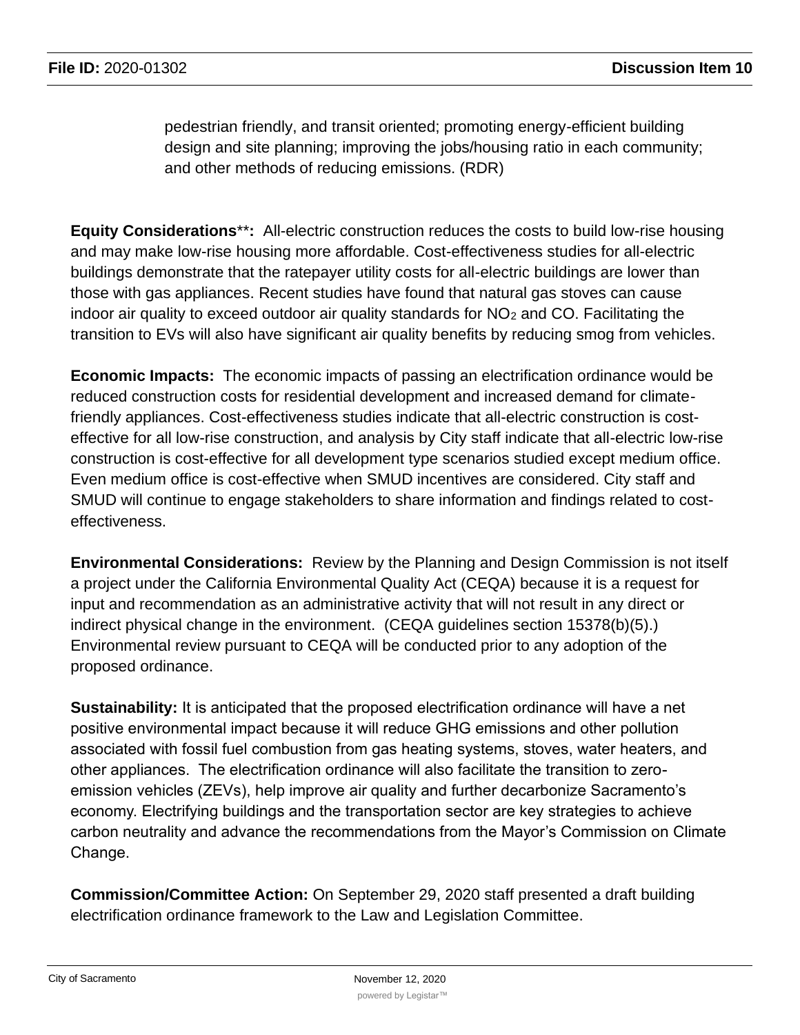pedestrian friendly, and transit oriented; promoting energy-efficient building design and site planning; improving the jobs/housing ratio in each community; and other methods of reducing emissions. (RDR)

**Equity Considerations**\*\*: All-electric construction reduces the costs to build low-rise housing and may make low-rise housing more affordable. Cost-effectiveness studies for all-electric buildings demonstrate that the ratepayer utility costs for all-electric buildings are lower than those with gas appliances. Recent studies have found that natural gas stoves can cause indoor air quality to exceed outdoor air quality standards for $NO_2$ and CO. Facilitating the transition to EVs will also have significant air quality benefits by reducing smog from vehicles.

**Economic Impacts:** The economic impacts of passing an electrification ordinance would be reduced construction costs for residential development and increased demand for climate-friendly appliances. Cost-effectiveness studies indicate that all-electric construction is cost-effective for all low-rise construction, and analysis by City staff indicate that all-electric low-rise construction is cost-effective for all development type scenarios studied except medium office. Even medium office is cost-effective when SMUD incentives are considered. City staff and SMUD will continue to engage stakeholders to share information and findings related to cost-effectiveness.

**Environmental Considerations:** Review by the Planning and Design Commission is not itself a project under the California Environmental Quality Act (CEQA) because it is a request for input and recommendation as an administrative activity that will not result in any direct or indirect physical change in the environment. (CEQA guidelines section 15378(b)(5).) Environmental review pursuant to CEQA will be conducted prior to any adoption of the proposed ordinance.

**Sustainability:** It is anticipated that the proposed electrification ordinance will have a net positive environmental impact because it will reduce GHG emissions and other pollution associated with fossil fuel combustion from gas heating systems, stoves, water heaters, and other appliances. The electrification ordinance will also facilitate the transition to zero-emission vehicles (ZEVs), help improve air quality and further decarbonize Sacramento's economy. Electrifying buildings and the transportation sector are key strategies to achieve carbon neutrality and advance the recommendations from the Mayor's Commission on Climate Change.

**Commission/Committee Action:** On September 29, 2020 staff presented a draft building electrification ordinance framework to the Law and Legislation Committee.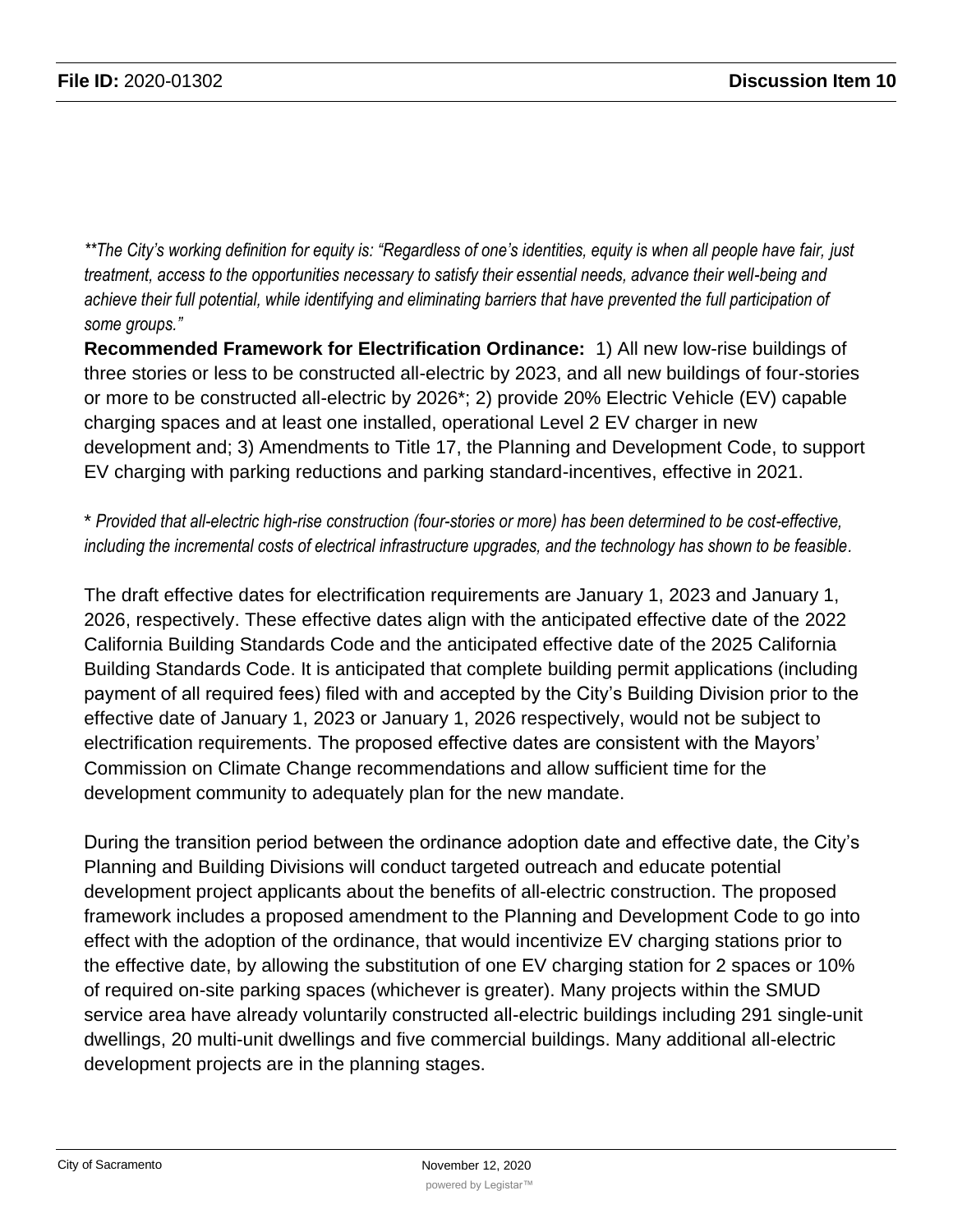*\*\*The City's working definition for equity is: "Regardless of one's identities, equity is when all people have fair, just treatment, access to the opportunities necessary to satisfy their essential needs, advance their well-being and achieve their full potential, while identifying and eliminating barriers that have prevented the full participation of some groups."*

**Recommended Framework for Electrification Ordinance:** 1) All new low-rise buildings of three stories or less to be constructed all-electric by 2023, and all new buildings of four-stories or more to be constructed all-electric by 2026*; 2) provide 20% Electric Vehicle (EV) capable charging spaces and at least one installed, operational Level 2 EV charger in new development and; 3) Amendments to Title 17, the Planning and Development Code, to support EV charging with parking reductions and parking standard-incentives, effective in 2021.

\* *Provided that all-electric high-rise construction (four-stories or more) has been determined to be cost-effective, including the incremental costs of electrical infrastructure upgrades, and the technology has shown to be feasible.*

The draft effective dates for electrification requirements are January 1, 2023 and January 1, 2026, respectively. These effective dates align with the anticipated effective date of the 2022 California Building Standards Code and the anticipated effective date of the 2025 California Building Standards Code. It is anticipated that complete building permit applications (including payment of all required fees) filed with and accepted by the City's Building Division prior to the effective date of January 1, 2023 or January 1, 2026 respectively, would not be subject to electrification requirements. The proposed effective dates are consistent with the Mayors' Commission on Climate Change recommendations and allow sufficient time for the development community to adequately plan for the new mandate.

During the transition period between the ordinance adoption date and effective date, the City's Planning and Building Divisions will conduct targeted outreach and educate potential development project applicants about the benefits of all-electric construction. The proposed framework includes a proposed amendment to the Planning and Development Code to go into effect with the adoption of the ordinance, that would incentivize EV charging stations prior to the effective date, by allowing the substitution of one EV charging station for 2 spaces or 10% of required on-site parking spaces (whichever is greater). Many projects within the SMUD service area have already voluntarily constructed all-electric buildings including 291 single-unit dwellings, 20 multi-unit dwellings and five commercial buildings. Many additional all-electric development projects are in the planning stages.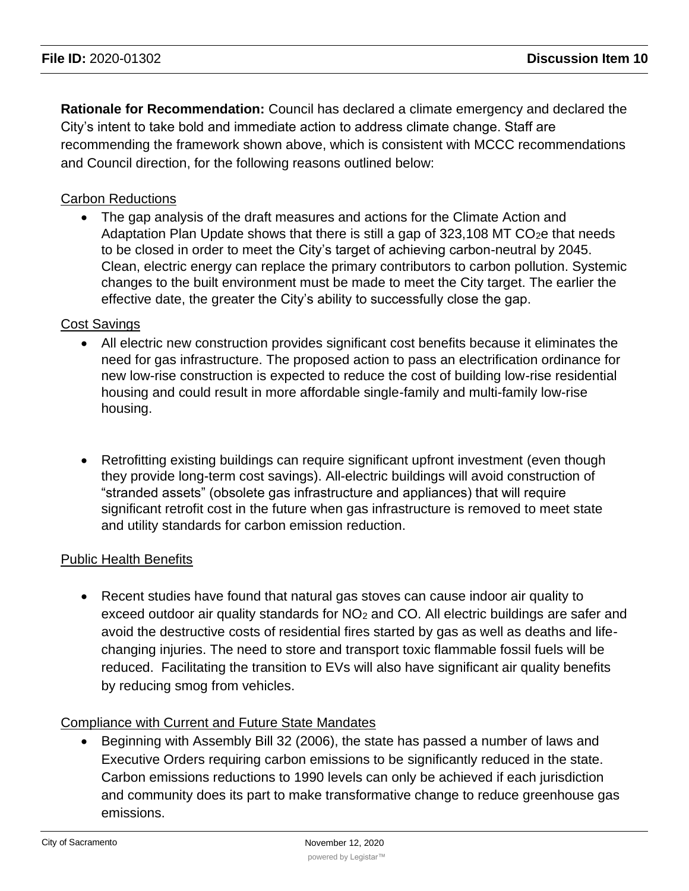**Rationale for Recommendation:** Council has declared a climate emergency and declared the City's intent to take bold and immediate action to address climate change. Staff are recommending the framework shown above, which is consistent with MCCC recommendations and Council direction, for the following reasons outlined below:

Carbon Reductions

- The gap analysis of the draft measures and actions for the Climate Action and Adaptation Plan Update shows that there is still a gap of 323,108 MT $CO_2$e that needs to be closed in order to meet the City's target of achieving carbon-neutral by 2045. Clean, electric energy can replace the primary contributors to carbon pollution. Systemic changes to the built environment must be made to meet the City target. The earlier the effective date, the greater the City's ability to successfully close the gap.

Cost Savings

- All electric new construction provides significant cost benefits because it eliminates the need for gas infrastructure. The proposed action to pass an electrification ordinance for new low-rise construction is expected to reduce the cost of building low-rise residential housing and could result in more affordable single-family and multi-family low-rise housing.

- Retrofitting existing buildings can require significant upfront investment (even though they provide long-term cost savings). All-electric buildings will avoid construction of "stranded assets" (obsolete gas infrastructure and appliances) that will require significant retrofit cost in the future when gas infrastructure is removed to meet state and utility standards for carbon emission reduction.

Public Health Benefits

- Recent studies have found that natural gas stoves can cause indoor air quality to exceed outdoor air quality standards for $NO_2$ and CO. All electric buildings are safer and avoid the destructive costs of residential fires started by gas as well as deaths and life-changing injuries. The need to store and transport toxic flammable fossil fuels will be reduced. Facilitating the transition to EVs will also have significant air quality benefits by reducing smog from vehicles.

Compliance with Current and Future State Mandates

- Beginning with Assembly Bill 32 (2006), the state has passed a number of laws and Executive Orders requiring carbon emissions to be significantly reduced in the state. Carbon emissions reductions to 1990 levels can only be achieved if each jurisdiction and community does its part to make transformative change to reduce greenhouse gas emissions.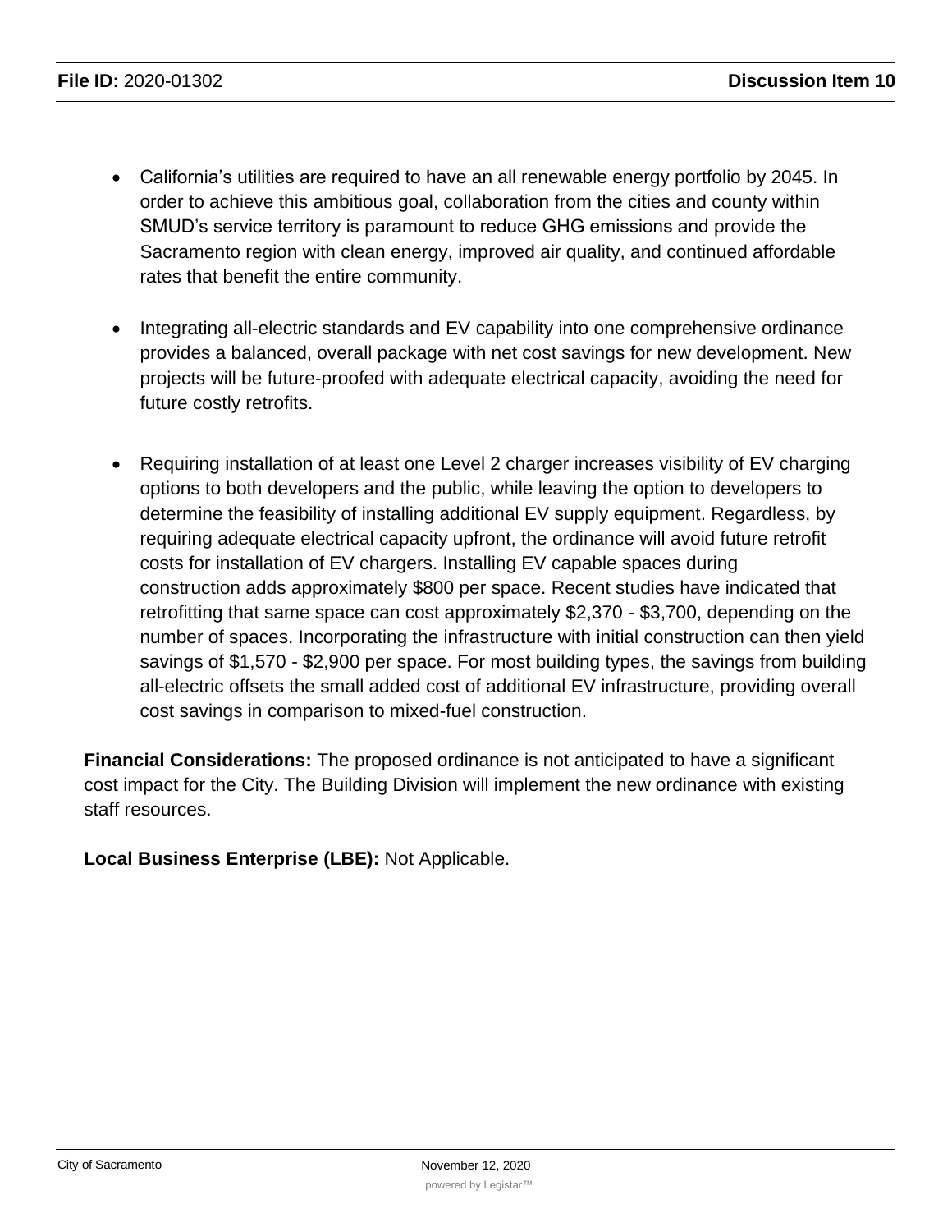- California's utilities are required to have an all renewable energy portfolio by 2045. In order to achieve this ambitious goal, collaboration from the cities and county within SMUD's service territory is paramount to reduce GHG emissions and provide the Sacramento region with clean energy, improved air quality, and continued affordable rates that benefit the entire community.

- Integrating all-electric standards and EV capability into one comprehensive ordinance provides a balanced, overall package with net cost savings for new development. New projects will be future-proofed with adequate electrical capacity, avoiding the need for future costly retrofits.

- Requiring installation of at least one Level 2 charger increases visibility of EV charging options to both developers and the public, while leaving the option to developers to determine the feasibility of installing additional EV supply equipment. Regardless, by requiring adequate electrical capacity upfront, the ordinance will avoid future retrofit costs for installation of EV chargers. Installing EV capable spaces during construction adds approximately $800 per space. Recent studies have indicated that retrofitting that same space can cost approximately $2,370 - $3,700, depending on the number of spaces. Incorporating the infrastructure with initial construction can then yield savings of $1,570 - $2,900 per space. For most building types, the savings from building all-electric offsets the small added cost of additional EV infrastructure, providing overall cost savings in comparison to mixed-fuel construction.

**Financial Considerations:** The proposed ordinance is not anticipated to have a significant cost impact for the City. The Building Division will implement the new ordinance with existing staff resources.

**Local Business Enterprise (LBE):** Not Applicable.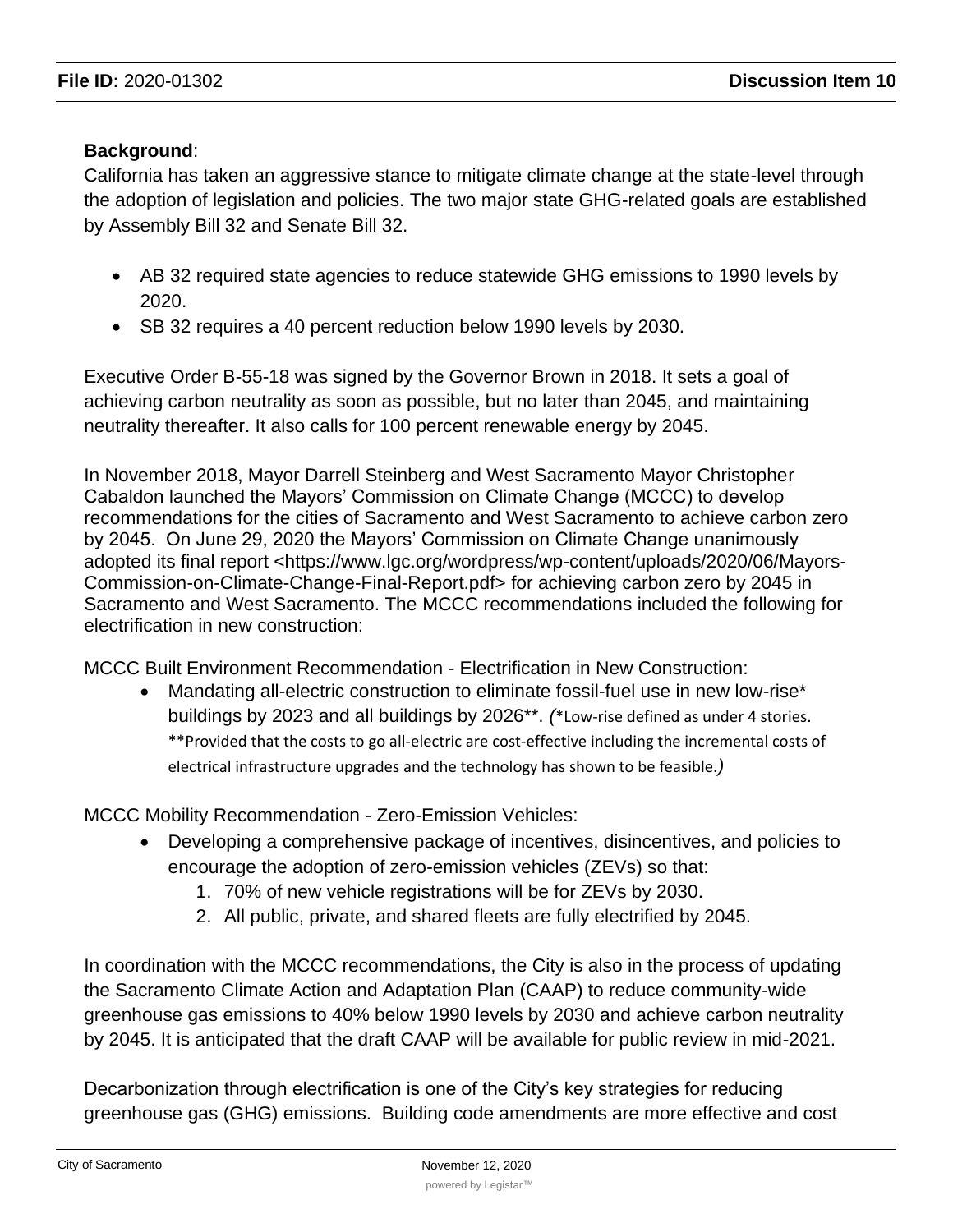**Background**:

California has taken an aggressive stance to mitigate climate change at the state-level through the adoption of legislation and policies. The two major state GHG-related goals are established by Assembly Bill 32 and Senate Bill 32.

- AB 32 required state agencies to reduce statewide GHG emissions to 1990 levels by 2020.
- SB 32 requires a 40 percent reduction below 1990 levels by 2030.

Executive Order B-55-18 was signed by the Governor Brown in 2018. It sets a goal of achieving carbon neutrality as soon as possible, but no later than 2045, and maintaining neutrality thereafter. It also calls for 100 percent renewable energy by 2045.

In November 2018, Mayor Darrell Steinberg and West Sacramento Mayor Christopher Cabaldon launched the Mayors' Commission on Climate Change (MCCC) to develop recommendations for the cities of Sacramento and West Sacramento to achieve carbon zero by 2045. On June 29, 2020 the Mayors' Commission on Climate Change unanimously adopted its final report <https://www.lgc.org/wordpress/wp-content/uploads/2020/06/Mayors-Commission-on-Climate-Change-Final-Report.pdf> for achieving carbon zero by 2045 in Sacramento and West Sacramento. The MCCC recommendations included the following for electrification in new construction:

MCCC Built Environment Recommendation - Electrification in New Construction:

- Mandating all-electric construction to eliminate fossil-fuel use in new low-rise* buildings by 2023 and all buildings by 2026**. *(*Low-rise defined as under 4 stories. **Provided that the costs to go all-electric are cost-effective including the incremental costs of electrical infrastructure upgrades and the technology has shown to be feasible.)*

MCCC Mobility Recommendation - Zero-Emission Vehicles:

- Developing a comprehensive package of incentives, disincentives, and policies to encourage the adoption of zero-emission vehicles (ZEVs) so that:
  1. 70% of new vehicle registrations will be for ZEVs by 2030.
  2. All public, private, and shared fleets are fully electrified by 2045.

In coordination with the MCCC recommendations, the City is also in the process of updating the Sacramento Climate Action and Adaptation Plan (CAAP) to reduce community-wide greenhouse gas emissions to 40% below 1990 levels by 2030 and achieve carbon neutrality by 2045. It is anticipated that the draft CAAP will be available for public review in mid-2021.

Decarbonization through electrification is one of the City's key strategies for reducing greenhouse gas (GHG) emissions. Building code amendments are more effective and cost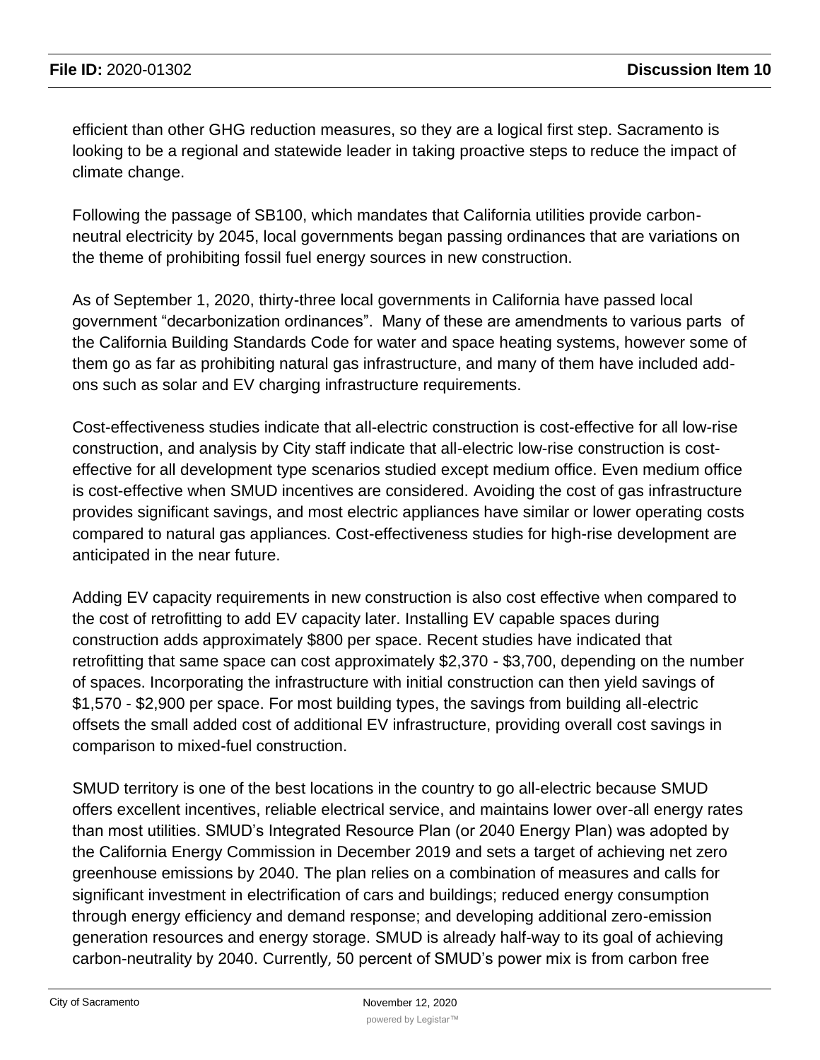efficient than other GHG reduction measures, so they are a logical first step. Sacramento is looking to be a regional and statewide leader in taking proactive steps to reduce the impact of climate change.

Following the passage of SB100, which mandates that California utilities provide carbon-neutral electricity by 2045, local governments began passing ordinances that are variations on the theme of prohibiting fossil fuel energy sources in new construction.

As of September 1, 2020, thirty-three local governments in California have passed local government "decarbonization ordinances". Many of these are amendments to various parts of the California Building Standards Code for water and space heating systems, however some of them go as far as prohibiting natural gas infrastructure, and many of them have included add-ons such as solar and EV charging infrastructure requirements.

Cost-effectiveness studies indicate that all-electric construction is cost-effective for all low-rise construction, and analysis by City staff indicate that all-electric low-rise construction is cost-effective for all development type scenarios studied except medium office. Even medium office is cost-effective when SMUD incentives are considered. Avoiding the cost of gas infrastructure provides significant savings, and most electric appliances have similar or lower operating costs compared to natural gas appliances. Cost-effectiveness studies for high-rise development are anticipated in the near future.

Adding EV capacity requirements in new construction is also cost effective when compared to the cost of retrofitting to add EV capacity later. Installing EV capable spaces during construction adds approximately $800 per space. Recent studies have indicated that retrofitting that same space can cost approximately $2,370 - $3,700, depending on the number of spaces. Incorporating the infrastructure with initial construction can then yield savings of $1,570 - $2,900 per space. For most building types, the savings from building all-electric offsets the small added cost of additional EV infrastructure, providing overall cost savings in comparison to mixed-fuel construction.

SMUD territory is one of the best locations in the country to go all-electric because SMUD offers excellent incentives, reliable electrical service, and maintains lower over-all energy rates than most utilities. SMUD's Integrated Resource Plan (or 2040 Energy Plan) was adopted by the California Energy Commission in December 2019 and sets a target of achieving net zero greenhouse emissions by 2040. The plan relies on a combination of measures and calls for significant investment in electrification of cars and buildings; reduced energy consumption through energy efficiency and demand response; and developing additional zero-emission generation resources and energy storage. SMUD is already half-way to its goal of achieving carbon-neutrality by 2040. Currently, 50 percent of SMUD's power mix is from carbon free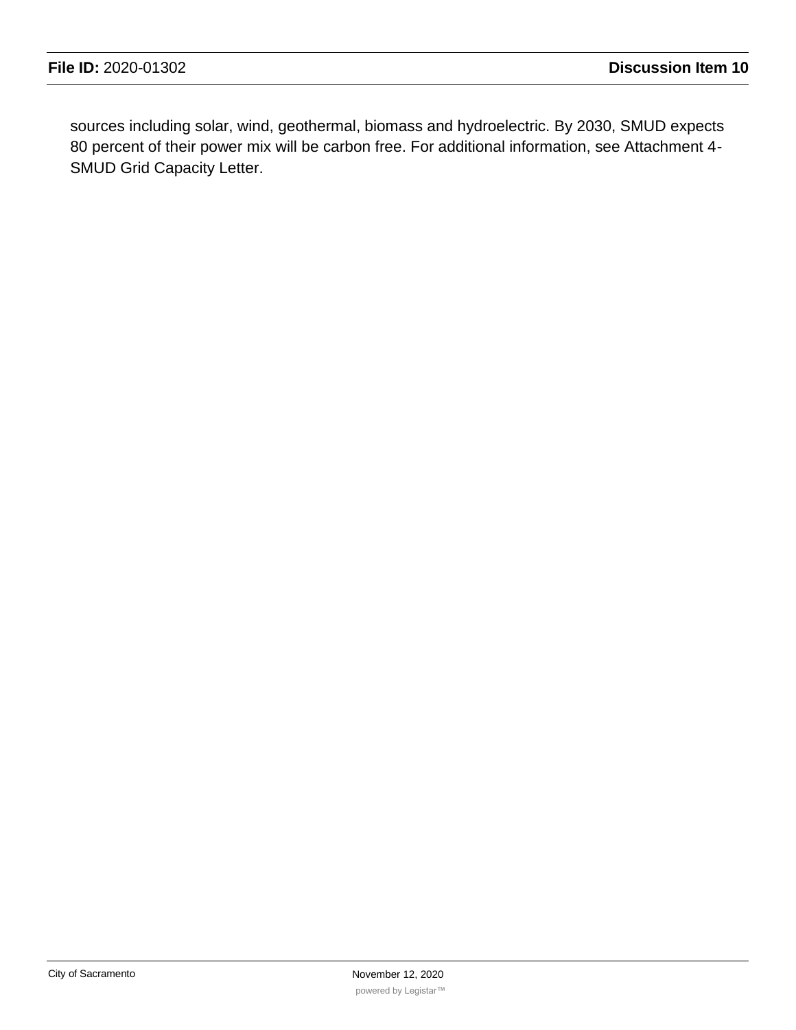sources including solar, wind, geothermal, biomass and hydroelectric. By 2030, SMUD expects 80 percent of their power mix will be carbon free. For additional information, see Attachment 4-SMUD Grid Capacity Letter.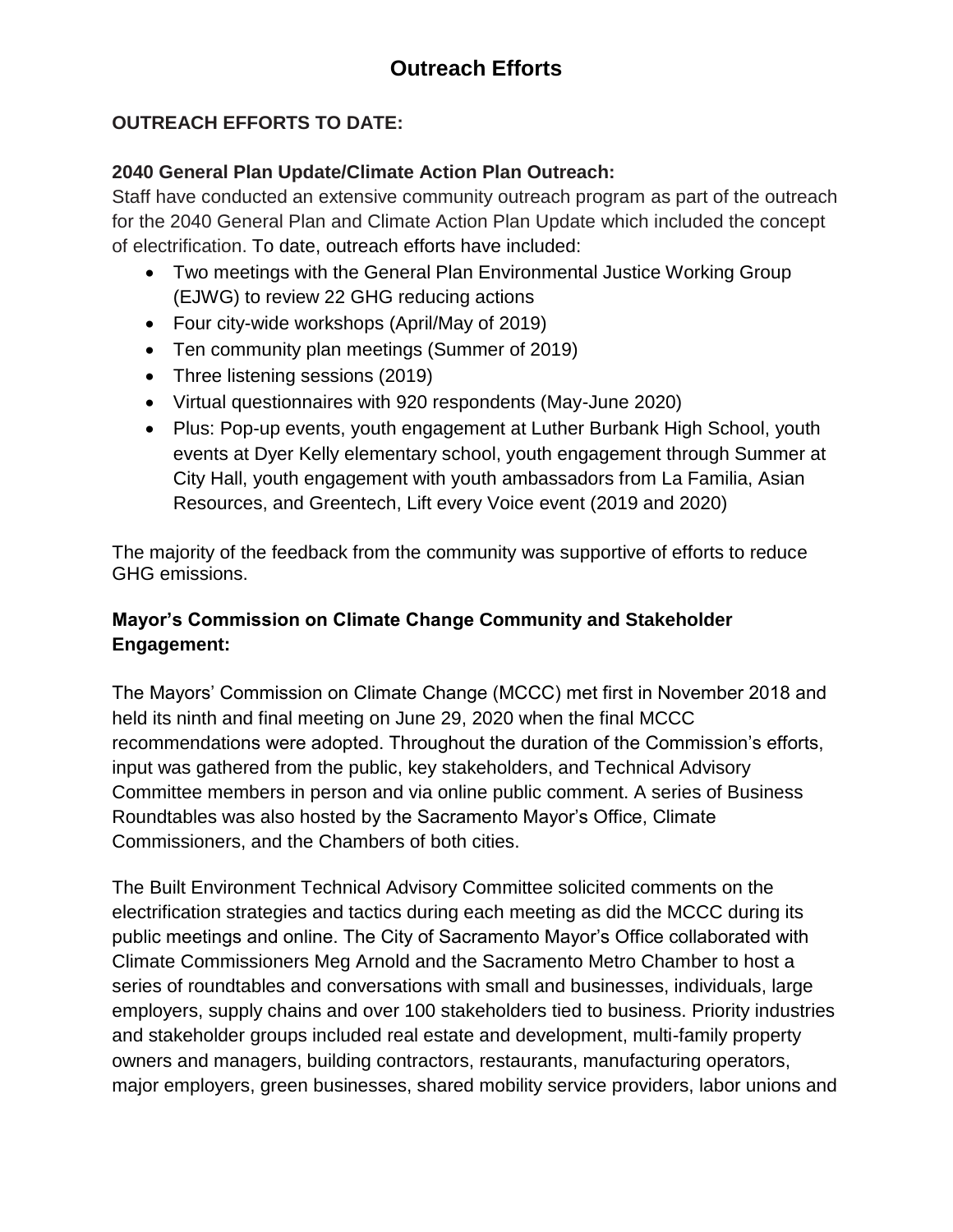# Outreach Efforts

**OUTREACH EFFORTS TO DATE:**

**2040 General Plan Update/Climate Action Plan Outreach:**

Staff have conducted an extensive community outreach program as part of the outreach for the 2040 General Plan and Climate Action Plan Update which included the concept of electrification. To date, outreach efforts have included:

- Two meetings with the General Plan Environmental Justice Working Group (EJWG) to review 22 GHG reducing actions
- Four city-wide workshops (April/May of 2019)
- Ten community plan meetings (Summer of 2019)
- Three listening sessions (2019)
- Virtual questionnaires with 920 respondents (May-June 2020)
- Plus: Pop-up events, youth engagement at Luther Burbank High School, youth events at Dyer Kelly elementary school, youth engagement through Summer at City Hall, youth engagement with youth ambassadors from La Familia, Asian Resources, and Greentech, Lift every Voice event (2019 and 2020)

The majority of the feedback from the community was supportive of efforts to reduce GHG emissions.

**Mayor's Commission on Climate Change Community and Stakeholder Engagement:**

The Mayors' Commission on Climate Change (MCCC) met first in November 2018 and held its ninth and final meeting on June 29, 2020 when the final MCCC recommendations were adopted. Throughout the duration of the Commission's efforts, input was gathered from the public, key stakeholders, and Technical Advisory Committee members in person and via online public comment. A series of Business Roundtables was also hosted by the Sacramento Mayor's Office, Climate Commissioners, and the Chambers of both cities.

The Built Environment Technical Advisory Committee solicited comments on the electrification strategies and tactics during each meeting as did the MCCC during its public meetings and online. The City of Sacramento Mayor's Office collaborated with Climate Commissioners Meg Arnold and the Sacramento Metro Chamber to host a series of roundtables and conversations with small and businesses, individuals, large employers, supply chains and over 100 stakeholders tied to business. Priority industries and stakeholder groups included real estate and development, multi-family property owners and managers, building contractors, restaurants, manufacturing operators, major employers, green businesses, shared mobility service providers, labor unions and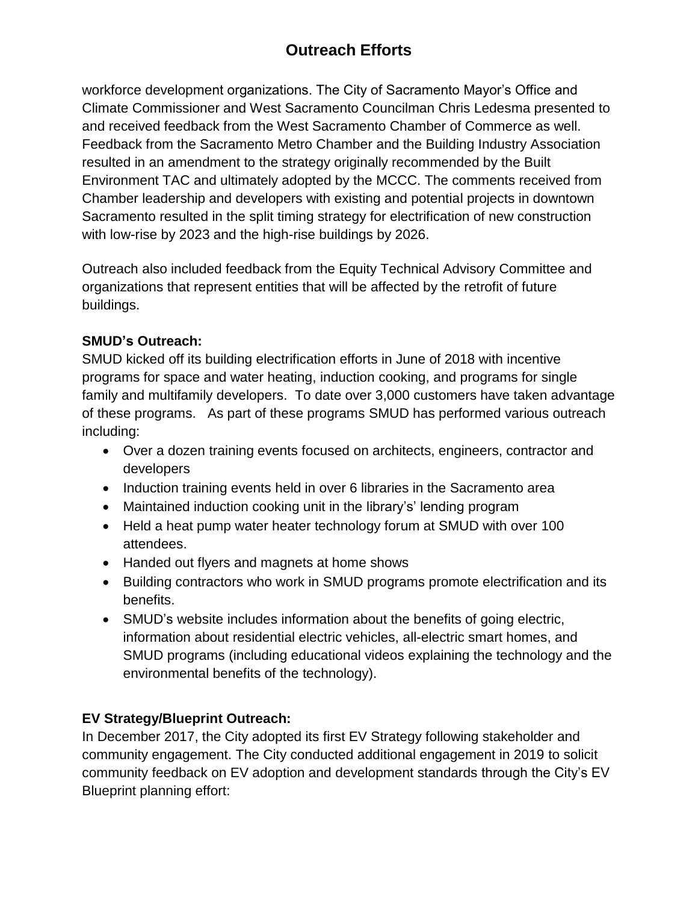workforce development organizations. The City of Sacramento Mayor's Office and Climate Commissioner and West Sacramento Councilman Chris Ledesma presented to and received feedback from the West Sacramento Chamber of Commerce as well. Feedback from the Sacramento Metro Chamber and the Building Industry Association resulted in an amendment to the strategy originally recommended by the Built Environment TAC and ultimately adopted by the MCCC. The comments received from Chamber leadership and developers with existing and potential projects in downtown Sacramento resulted in the split timing strategy for electrification of new construction with low-rise by 2023 and the high-rise buildings by 2026.

Outreach also included feedback from the Equity Technical Advisory Committee and organizations that represent entities that will be affected by the retrofit of future buildings.

**SMUD's Outreach:**
SMUD kicked off its building electrification efforts in June of 2018 with incentive programs for space and water heating, induction cooking, and programs for single family and multifamily developers. To date over 3,000 customers have taken advantage of these programs. As part of these programs SMUD has performed various outreach including:

- Over a dozen training events focused on architects, engineers, contractor and developers
- Induction training events held in over 6 libraries in the Sacramento area
- Maintained induction cooking unit in the library's' lending program
- Held a heat pump water heater technology forum at SMUD with over 100 attendees.
- Handed out flyers and magnets at home shows
- Building contractors who work in SMUD programs promote electrification and its benefits.
- SMUD's website includes information about the benefits of going electric, information about residential electric vehicles, all-electric smart homes, and SMUD programs (including educational videos explaining the technology and the environmental benefits of the technology).

**EV Strategy/Blueprint Outreach:**
In December 2017, the City adopted its first EV Strategy following stakeholder and community engagement. The City conducted additional engagement in 2019 to solicit community feedback on EV adoption and development standards through the City's EV Blueprint planning effort: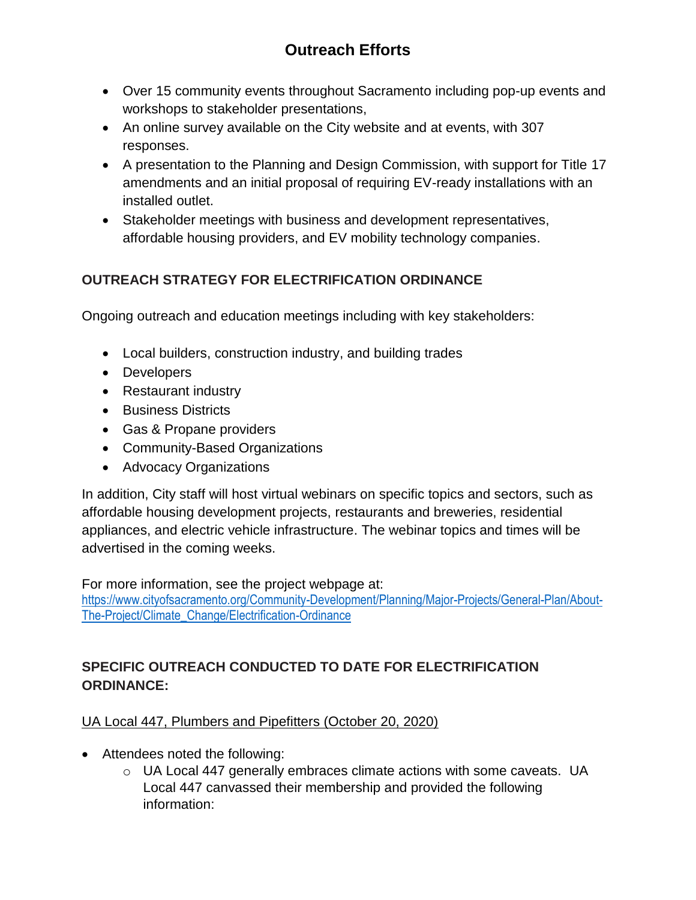## Outreach Efforts

- Over 15 community events throughout Sacramento including pop-up events and workshops to stakeholder presentations,
- An online survey available on the City website and at events, with 307 responses.
- A presentation to the Planning and Design Commission, with support for Title 17 amendments and an initial proposal of requiring EV-ready installations with an installed outlet.
- Stakeholder meetings with business and development representatives, affordable housing providers, and EV mobility technology companies.

### OUTREACH STRATEGY FOR ELECTRIFICATION ORDINANCE

Ongoing outreach and education meetings including with key stakeholders:

- Local builders, construction industry, and building trades
- Developers
- Restaurant industry
- Business Districts
- Gas & Propane providers
- Community-Based Organizations
- Advocacy Organizations

In addition, City staff will host virtual webinars on specific topics and sectors, such as affordable housing development projects, restaurants and breweries, residential appliances, and electric vehicle infrastructure. The webinar topics and times will be advertised in the coming weeks.

For more information, see the project webpage at:
https://www.cityofsacramento.org/Community-Development/Planning/Major-Projects/General-Plan/About-The-Project/Climate_Change/Electrification-Ordinance

### SPECIFIC OUTREACH CONDUCTED TO DATE FOR ELECTRIFICATION ORDINANCE:

UA Local 447, Plumbers and Pipefitters (October 20, 2020)

- Attendees noted the following:
  - UA Local 447 generally embraces climate actions with some caveats. UA Local 447 canvassed their membership and provided the following information: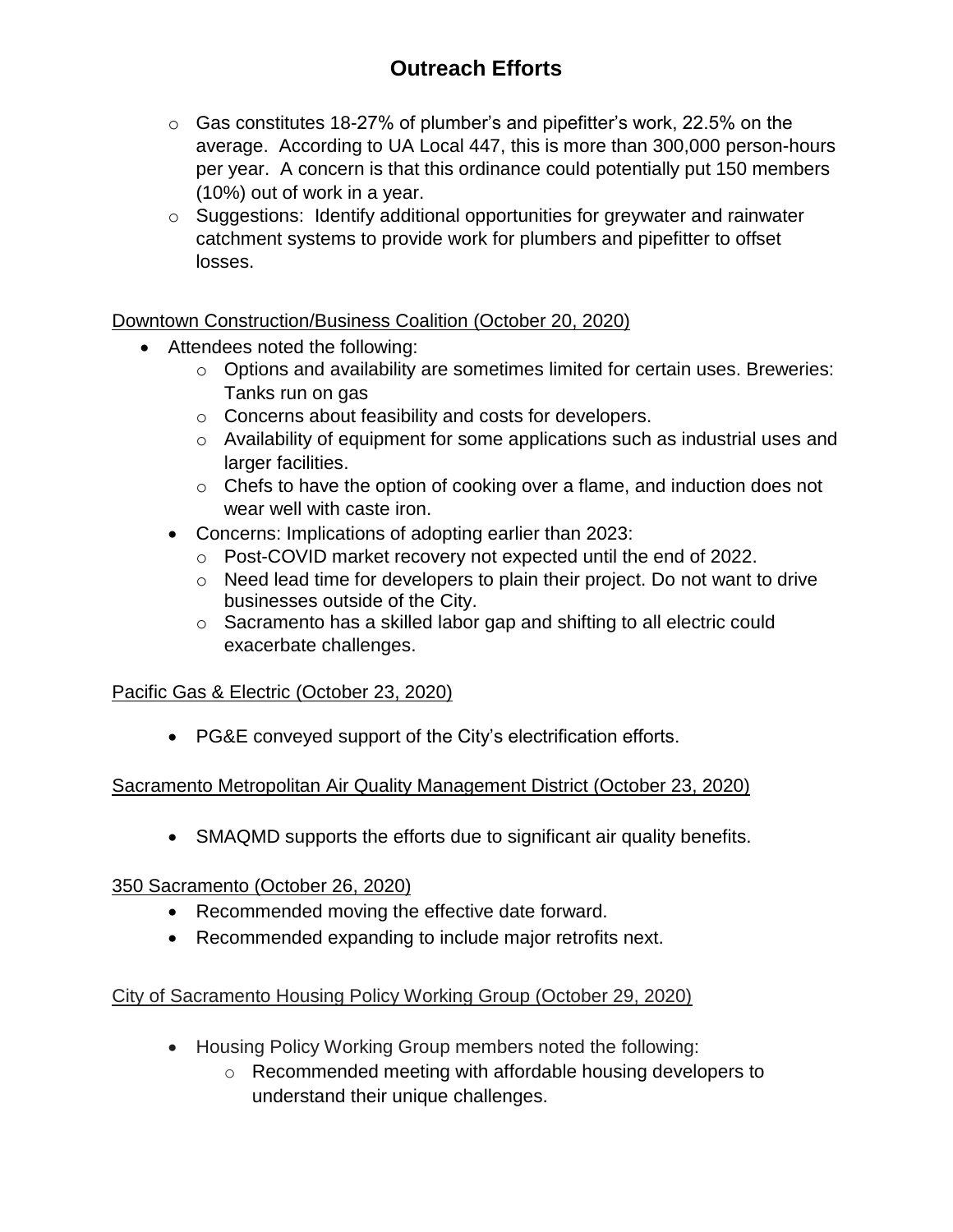# Outreach Efforts

- Gas constitutes 18-27% of plumber's and pipefitter's work, 22.5% on the average. According to UA Local 447, this is more than 300,000 person-hours per year. A concern is that this ordinance could potentially put 150 members (10%) out of work in a year.
- Suggestions: Identify additional opportunities for greywater and rainwater catchment systems to provide work for plumbers and pipefitter to offset losses.

Downtown Construction/Business Coalition (October 20, 2020)

- Attendees noted the following:
  - Options and availability are sometimes limited for certain uses. Breweries: Tanks run on gas
  - Concerns about feasibility and costs for developers.
  - Availability of equipment for some applications such as industrial uses and larger facilities.
  - Chefs to have the option of cooking over a flame, and induction does not wear well with caste iron.
- Concerns: Implications of adopting earlier than 2023:
  - Post-COVID market recovery not expected until the end of 2022.
  - Need lead time for developers to plain their project. Do not want to drive businesses outside of the City.
  - Sacramento has a skilled labor gap and shifting to all electric could exacerbate challenges.

Pacific Gas & Electric (October 23, 2020)

- PG&E conveyed support of the City's electrification efforts.

Sacramento Metropolitan Air Quality Management District (October 23, 2020)

- SMAQMD supports the efforts due to significant air quality benefits.

350 Sacramento (October 26, 2020)

- Recommended moving the effective date forward.
- Recommended expanding to include major retrofits next.

City of Sacramento Housing Policy Working Group (October 29, 2020)

- Housing Policy Working Group members noted the following:
  - Recommended meeting with affordable housing developers to understand their unique challenges.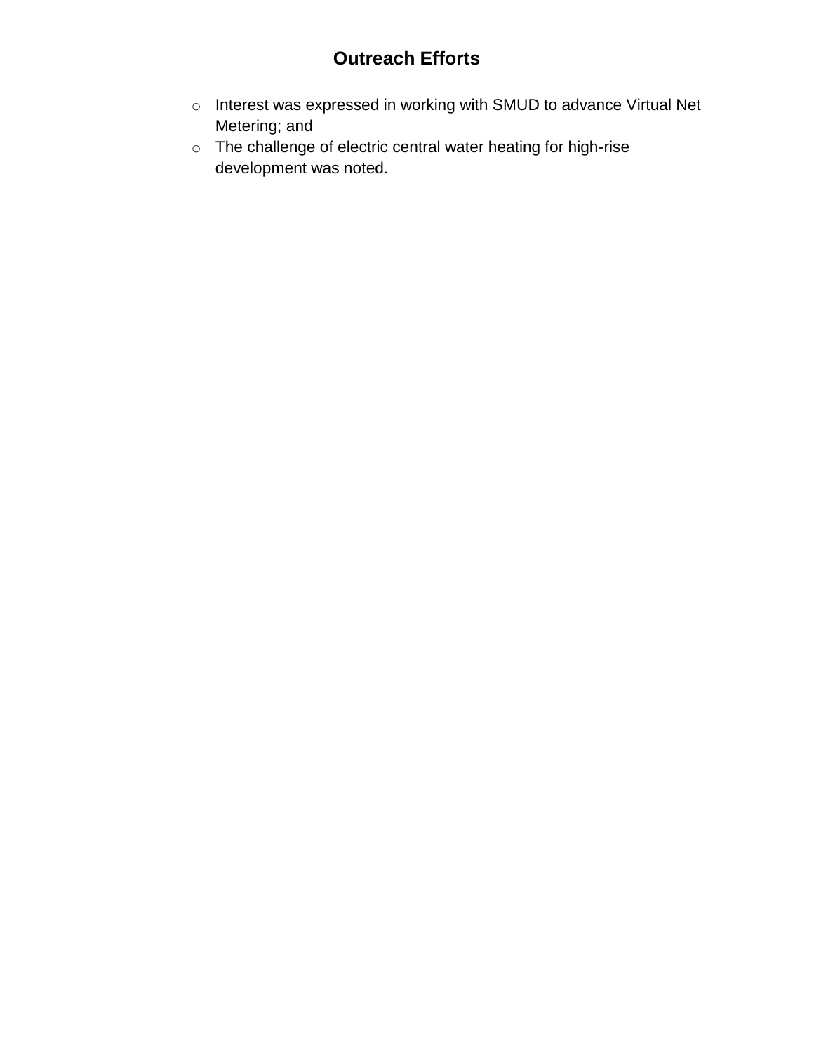# Outreach Efforts

- Interest was expressed in working with SMUD to advance Virtual Net Metering; and
- The challenge of electric central water heating for high-rise development was noted.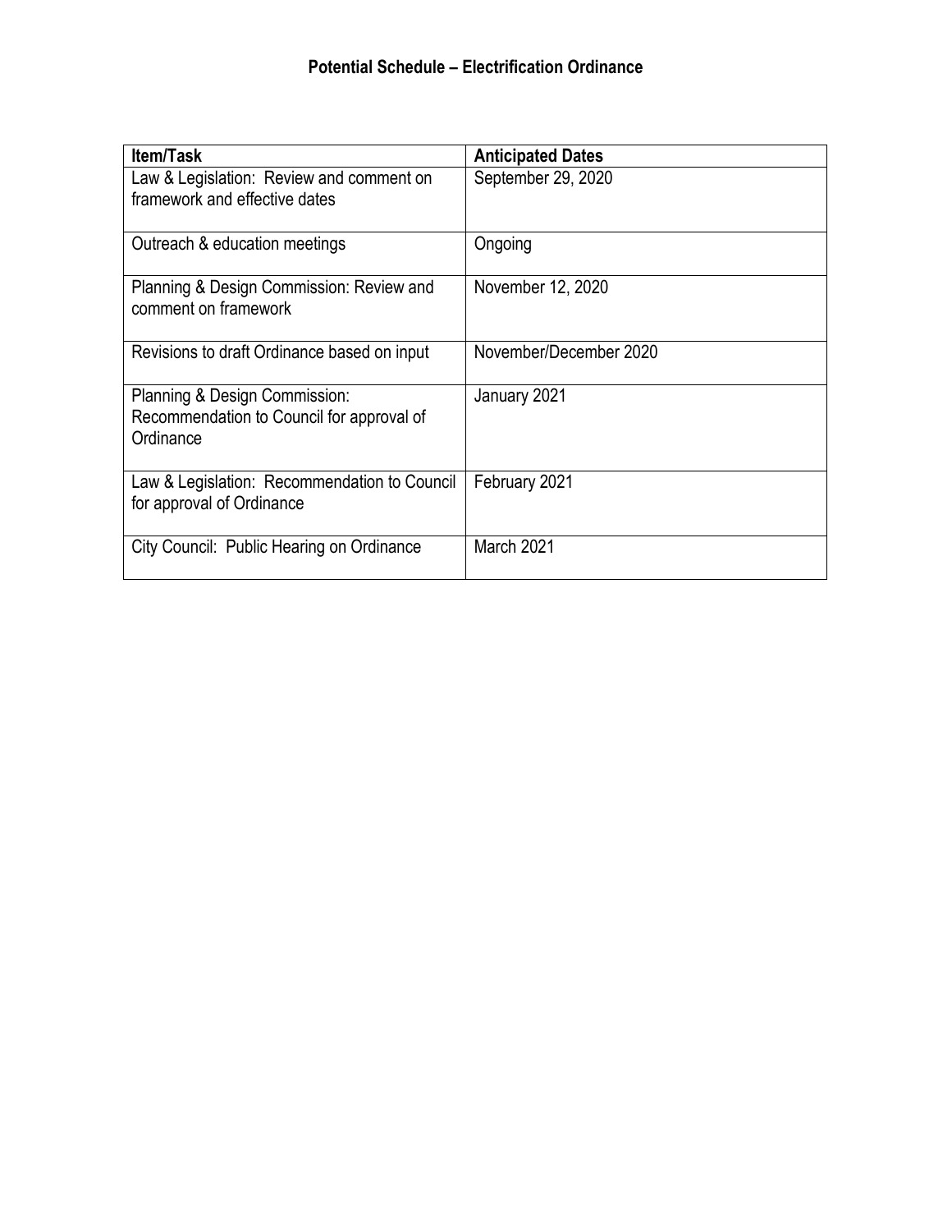# Potential Schedule – Electrification Ordinance

| Item/Task | Anticipated Dates |
| --- | --- |
| Law & Legislation: Review and comment on framework and effective dates | September 29, 2020 |
| Outreach & education meetings | Ongoing |
| Planning & Design Commission: Review and comment on framework | November 12, 2020 |
| Revisions to draft Ordinance based on input | November/December 2020 |
| Planning & Design Commission: Recommendation to Council for approval of Ordinance | January 2021 |
| Law & Legislation: Recommendation to Council for approval of Ordinance | February 2021 |
| City Council: Public Hearing on Ordinance | March 2021 |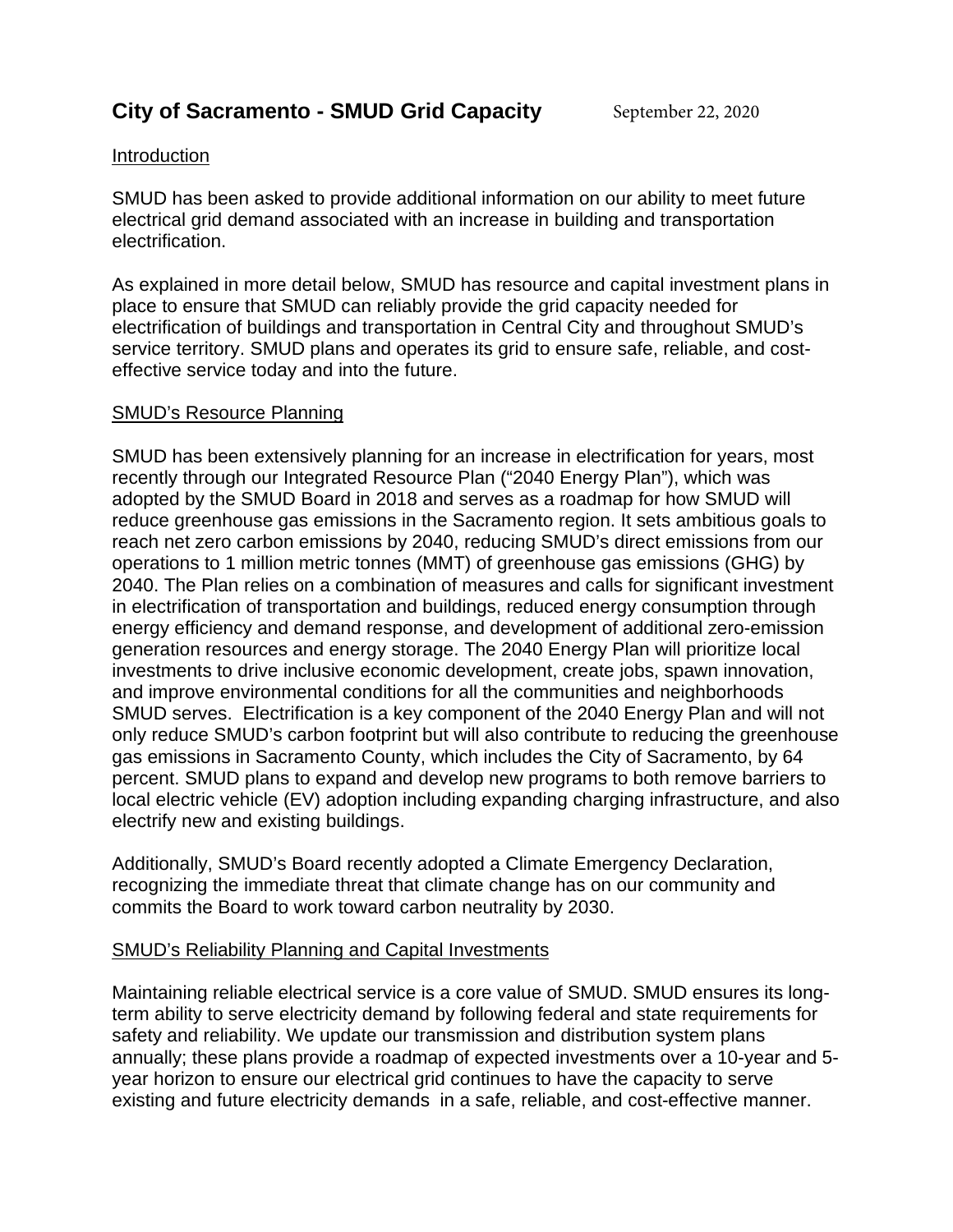# City of Sacramento - SMUD Grid Capacity

September 22, 2020

## Introduction

SMUD has been asked to provide additional information on our ability to meet future electrical grid demand associated with an increase in building and transportation electrification.

As explained in more detail below, SMUD has resource and capital investment plans in place to ensure that SMUD can reliably provide the grid capacity needed for electrification of buildings and transportation in Central City and throughout SMUD's service territory. SMUD plans and operates its grid to ensure safe, reliable, and cost-effective service today and into the future.

## SMUD's Resource Planning

SMUD has been extensively planning for an increase in electrification for years, most recently through our Integrated Resource Plan ("2040 Energy Plan"), which was adopted by the SMUD Board in 2018 and serves as a roadmap for how SMUD will reduce greenhouse gas emissions in the Sacramento region. It sets ambitious goals to reach net zero carbon emissions by 2040, reducing SMUD's direct emissions from our operations to 1 million metric tonnes (MMT) of greenhouse gas emissions (GHG) by 2040. The Plan relies on a combination of measures and calls for significant investment in electrification of transportation and buildings, reduced energy consumption through energy efficiency and demand response, and development of additional zero-emission generation resources and energy storage. The 2040 Energy Plan will prioritize local investments to drive inclusive economic development, create jobs, spawn innovation, and improve environmental conditions for all the communities and neighborhoods SMUD serves. Electrification is a key component of the 2040 Energy Plan and will not only reduce SMUD's carbon footprint but will also contribute to reducing the greenhouse gas emissions in Sacramento County, which includes the City of Sacramento, by 64 percent. SMUD plans to expand and develop new programs to both remove barriers to local electric vehicle (EV) adoption including expanding charging infrastructure, and also electrify new and existing buildings.

Additionally, SMUD's Board recently adopted a Climate Emergency Declaration, recognizing the immediate threat that climate change has on our community and commits the Board to work toward carbon neutrality by 2030.

## SMUD's Reliability Planning and Capital Investments

Maintaining reliable electrical service is a core value of SMUD. SMUD ensures its long-term ability to serve electricity demand by following federal and state requirements for safety and reliability. We update our transmission and distribution system plans annually; these plans provide a roadmap of expected investments over a 10-year and 5-year horizon to ensure our electrical grid continues to have the capacity to serve existing and future electricity demands in a safe, reliable, and cost-effective manner.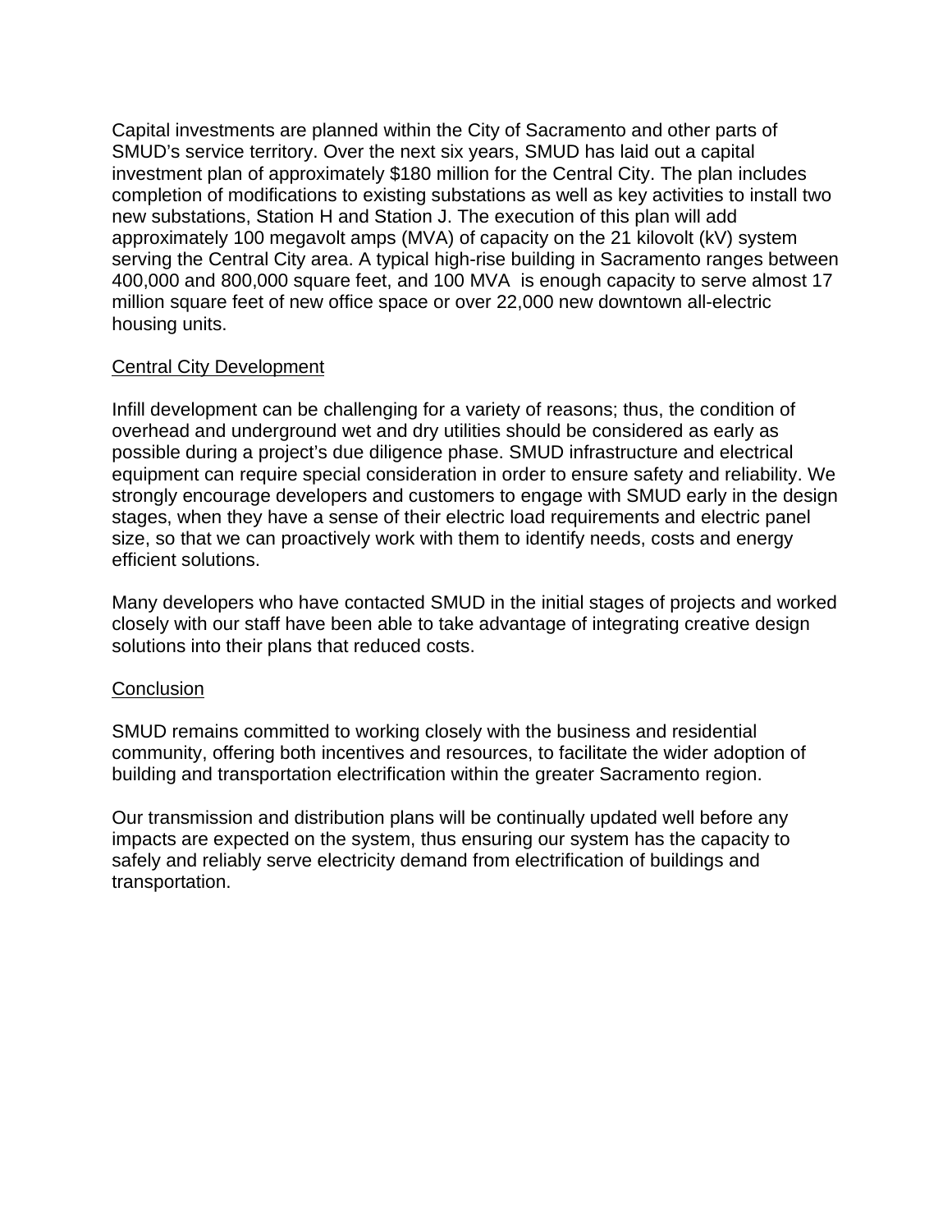Capital investments are planned within the City of Sacramento and other parts of SMUD's service territory. Over the next six years, SMUD has laid out a capital investment plan of approximately $180 million for the Central City. The plan includes completion of modifications to existing substations as well as key activities to install two new substations, Station H and Station J. The execution of this plan will add approximately 100 megavolt amps (MVA) of capacity on the 21 kilovolt (kV) system serving the Central City area. A typical high-rise building in Sacramento ranges between 400,000 and 800,000 square feet, and 100 MVA is enough capacity to serve almost 17 million square feet of new office space or over 22,000 new downtown all-electric housing units.

<u>Central City Development</u>

Infill development can be challenging for a variety of reasons; thus, the condition of overhead and underground wet and dry utilities should be considered as early as possible during a project's due diligence phase. SMUD infrastructure and electrical equipment can require special consideration in order to ensure safety and reliability. We strongly encourage developers and customers to engage with SMUD early in the design stages, when they have a sense of their electric load requirements and electric panel size, so that we can proactively work with them to identify needs, costs and energy efficient solutions.

Many developers who have contacted SMUD in the initial stages of projects and worked closely with our staff have been able to take advantage of integrating creative design solutions into their plans that reduced costs.

<u>Conclusion</u>

SMUD remains committed to working closely with the business and residential community, offering both incentives and resources, to facilitate the wider adoption of building and transportation electrification within the greater Sacramento region.

Our transmission and distribution plans will be continually updated well before any impacts are expected on the system, thus ensuring our system has the capacity to safely and reliably serve electricity demand from electrification of buildings and transportation.